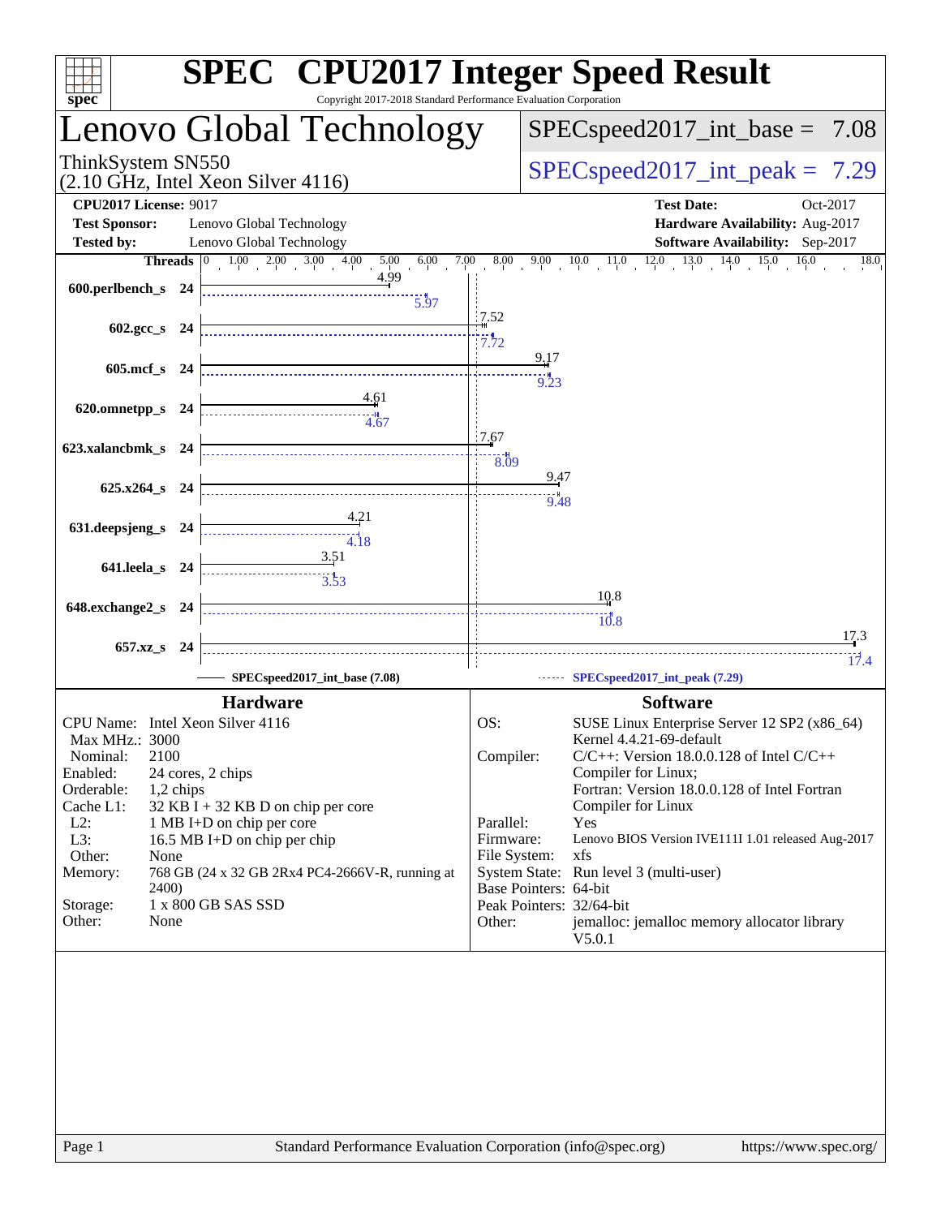# SPEC® CPU2017 Integer Speed Result

Copyright 2017-2018 Standard Performance Evaluation Corporation

## Lenovo Global Technology

ThinkSystem SN550
(2.10 GHz, Intel Xeon Silver 4116)

SPECspeed2017_int_base = 7.08

SPECspeed2017_int_peak = 7.29

**CPU2017 License:** 9017
**Test Sponsor:** Lenovo Global Technology
**Tested by:** Lenovo Global Technology

**Test Date:** Oct-2017
**Hardware Availability:** Aug-2017
**Software Availability:** Sep-2017

| Benchmark | Threads | Base | Peak |
|---|---|---|---|
| 600.perlbench_s | 24 | 4.99 | 5.97 |
| 602.gcc_s | 24 | 7.52 | 7.72 |
| 605.mcf_s | 24 | 9.17 | 9.23 |
| 620.omnetpp_s | 24 | 4.61 | 4.67 |
| 623.xalancbmk_s | 24 | 7.67 | 8.09 |
| 625.x264_s | 24 | 9.47 | 9.48 |
| 631.deepsjeng_s | 24 | 4.21 | 4.18 |
| 641.leela_s | 24 | 3.51 | 3.53 |
| 648.exchange2_s | 24 | 10.8 | 10.8 |
| 657.xz_s | 24 | 17.3 | 17.4 |

SPECspeed2017_int_base (7.08) — SPECspeed2017_int_peak (7.29)

### Hardware

- **CPU Name:** Intel Xeon Silver 4116
- **Max MHz.:** 3000
- **Nominal:** 2100
- **Enabled:** 24 cores, 2 chips
- **Orderable:** 1,2 chips
- **Cache L1:** 32 KB I + 32 KB D on chip per core
- **L2:** 1 MB I+D on chip per core
- **L3:** 16.5 MB I+D on chip per chip
- **Other:** None
- **Memory:** 768 GB (24 x 32 GB 2Rx4 PC4-2666V-R, running at 2400)
- **Storage:** 1 x 800 GB SAS SSD
- **Other:** None

### Software

- **OS:** SUSE Linux Enterprise Server 12 SP2 (x86_64) Kernel 4.4.21-69-default
- **Compiler:** C/C++: Version 18.0.0.128 of Intel C/C++ Compiler for Linux; Fortran: Version 18.0.0.128 of Intel Fortran Compiler for Linux
- **Parallel:** Yes
- **Firmware:** Lenovo BIOS Version IVE111I 1.01 released Aug-2017
- **File System:** xfs
- **System State:** Run level 3 (multi-user)
- **Base Pointers:** 64-bit
- **Peak Pointers:** 32/64-bit
- **Other:** jemalloc: jemalloc memory allocator library V5.0.1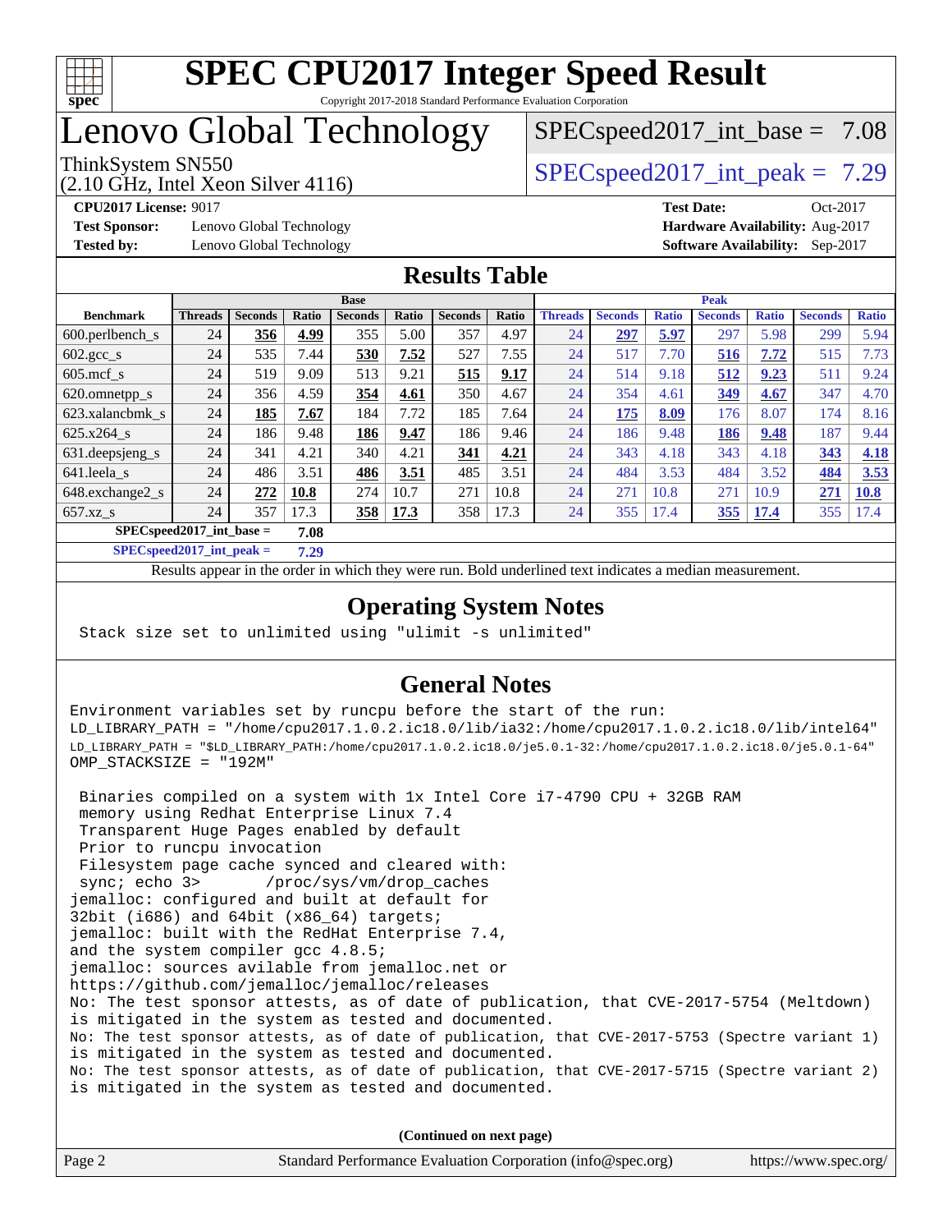# SPEC CPU2017 Integer Speed Result

Copyright 2017-2018 Standard Performance Evaluation Corporation

# Lenovo Global Technology

ThinkSystem SN550
(2.10 GHz, Intel Xeon Silver 4116)

SPECspeed2017_int_base = 7.08

SPECspeed2017_int_peak = 7.29

**CPU2017 License:** 9017
**Test Sponsor:** Lenovo Global Technology
**Tested by:** Lenovo Global Technology

**Test Date:** Oct-2017
**Hardware Availability:** Aug-2017
**Software Availability:** Sep-2017

## Results Table

| Benchmark | Base | | | | | | | Peak | | | | | | |
|---|---|---|---|---|---|---|---|---|---|---|---|---|---|---|
| | Threads | Seconds | Ratio | Seconds | Ratio | Seconds | Ratio | Threads | Seconds | Ratio | Seconds | Ratio | Seconds | Ratio |
| 600.perlbench_s | 24 | **356** | **4.99** | 355 | 5.00 | 357 | 4.97 | 24 | **297** | **5.97** | 297 | 5.98 | 299 | 5.94 |
| 602.gcc_s | 24 | 535 | 7.44 | **530** | **7.52** | 527 | 7.55 | 24 | 517 | 7.70 | **516** | **7.72** | 515 | 7.73 |
| 605.mcf_s | 24 | 519 | 9.09 | 513 | 9.21 | **515** | **9.17** | 24 | 514 | 9.18 | **512** | **9.23** | 511 | 9.24 |
| 620.omnetpp_s | 24 | 356 | 4.59 | **354** | **4.61** | 350 | 4.67 | 24 | 354 | 4.61 | **349** | **4.67** | 347 | 4.70 |
| 623.xalancbmk_s | 24 | **185** | **7.67** | 184 | 7.72 | 185 | 7.64 | 24 | **175** | **8.09** | 176 | 8.07 | 174 | 8.16 |
| 625.x264_s | 24 | 186 | 9.48 | **186** | **9.47** | 186 | 9.46 | 24 | 186 | 9.48 | **186** | **9.48** | 187 | 9.44 |
| 631.deepsjeng_s | 24 | 341 | 4.21 | 340 | 4.21 | **341** | **4.21** | 24 | 343 | 4.18 | 343 | 4.18 | **343** | **4.18** |
| 641.leela_s | 24 | 486 | 3.51 | **486** | **3.51** | 485 | 3.51 | 24 | 484 | 3.53 | 484 | 3.52 | **484** | **3.53** |
| 648.exchange2_s | 24 | **272** | **10.8** | 274 | 10.7 | 271 | 10.8 | 24 | 271 | 10.8 | 271 | 10.9 | **271** | **10.8** |
| 657.xz_s | 24 | 357 | 17.3 | **358** | **17.3** | 358 | 17.3 | 24 | 355 | 17.4 | **355** | **17.4** | 355 | 17.4 |

**SPECspeed2017_int_base = 7.08**

**SPECspeed2017_int_peak = 7.29**

Results appear in the order in which they were run. Bold underlined text indicates a median measurement.

## Operating System Notes

```
Stack size set to unlimited using "ulimit -s unlimited"
```

## General Notes

```
Environment variables set by runcpu before the start of the run:
LD_LIBRARY_PATH = "/home/cpu2017.1.0.2.ic18.0/lib/ia32:/home/cpu2017.1.0.2.ic18.0/lib/intel64"
LD_LIBRARY_PATH = "$LD_LIBRARY_PATH:/home/cpu2017.1.0.2.ic18.0/je5.0.1-32:/home/cpu2017.1.0.2.ic18.0/je5.0.1-64"
OMP_STACKSIZE = "192M"

 Binaries compiled on a system with 1x Intel Core i7-4790 CPU + 32GB RAM
 memory using Redhat Enterprise Linux 7.4
 Transparent Huge Pages enabled by default
 Prior to runcpu invocation
 Filesystem page cache synced and cleared with:
 sync; echo 3>       /proc/sys/vm/drop_caches
jemalloc: configured and built at default for
32bit (i686) and 64bit (x86_64) targets;
jemalloc: built with the RedHat Enterprise 7.4,
and the system compiler gcc 4.8.5;
jemalloc: sources avilable from jemalloc.net or
https://github.com/jemalloc/jemalloc/releases
No: The test sponsor attests, as of date of publication, that CVE-2017-5754 (Meltdown)
is mitigated in the system as tested and documented.
No: The test sponsor attests, as of date of publication, that CVE-2017-5753 (Spectre variant 1)
is mitigated in the system as tested and documented.
No: The test sponsor attests, as of date of publication, that CVE-2017-5715 (Spectre variant 2)
is mitigated in the system as tested and documented.
```

**(Continued on next page)**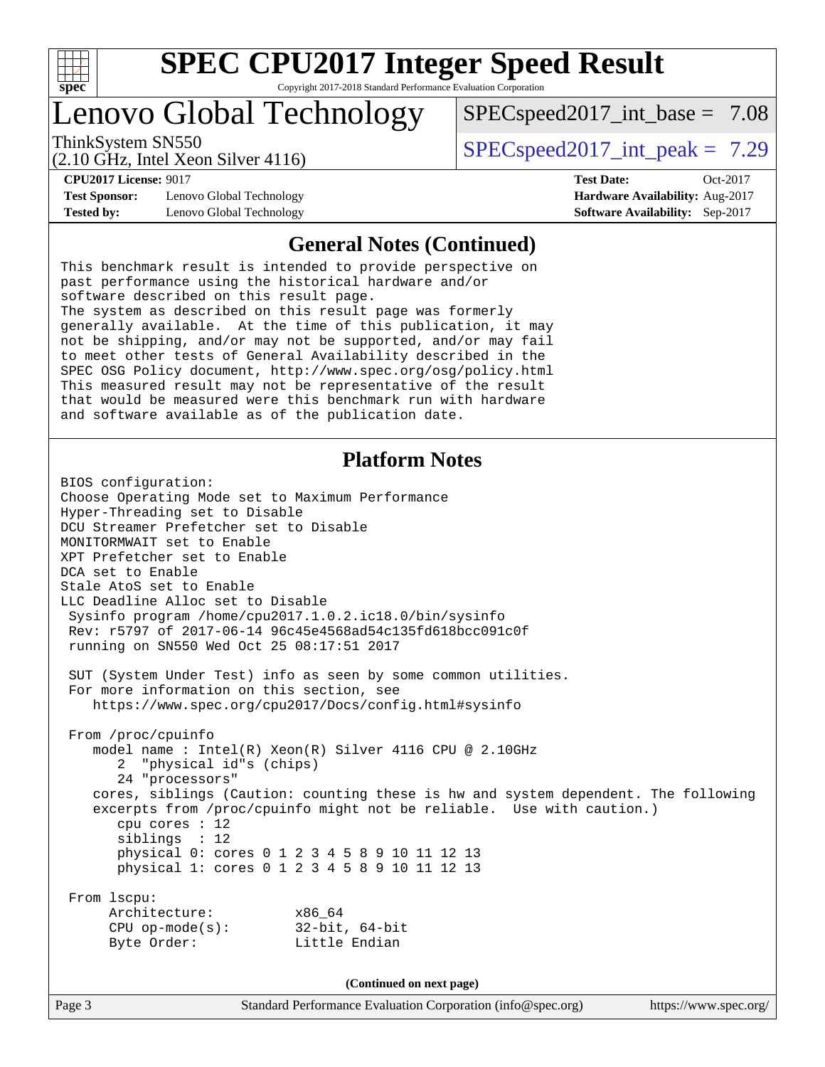# SPEC CPU2017 Integer Speed Result

Copyright 2017-2018 Standard Performance Evaluation Corporation

## Lenovo Global Technology

ThinkSystem SN550
(2.10 GHz, Intel Xeon Silver 4116)

SPECspeed2017_int_base = 7.08

SPECspeed2017_int_peak = 7.29

**CPU2017 License:** 9017
**Test Sponsor:** Lenovo Global Technology
**Tested by:** Lenovo Global Technology

**Test Date:** Oct-2017
**Hardware Availability:** Aug-2017
**Software Availability:** Sep-2017

## General Notes (Continued)

```
This benchmark result is intended to provide perspective on
past performance using the historical hardware and/or
software described on this result page.
The system as described on this result page was formerly
generally available.  At the time of this publication, it may
not be shipping, and/or may not be supported, and/or may fail
to meet other tests of General Availability described in the
SPEC OSG Policy document, http://www.spec.org/osg/policy.html
This measured result may not be representative of the result
that would be measured were this benchmark run with hardware
and software available as of the publication date.
```

## Platform Notes

```
BIOS configuration:
Choose Operating Mode set to Maximum Performance
Hyper-Threading set to Disable
DCU Streamer Prefetcher set to Disable
MONITORMWAIT set to Enable
XPT Prefetcher set to Enable
DCA set to Enable
Stale AtoS set to Enable
LLC Deadline Alloc set to Disable
 Sysinfo program /home/cpu2017.1.0.2.ic18.0/bin/sysinfo
 Rev: r5797 of 2017-06-14 96c45e4568ad54c135fd618bcc091c0f
 running on SN550 Wed Oct 25 08:17:51 2017

 SUT (System Under Test) info as seen by some common utilities.
 For more information on this section, see
    https://www.spec.org/cpu2017/Docs/config.html#sysinfo

 From /proc/cpuinfo
    model name : Intel(R) Xeon(R) Silver 4116 CPU @ 2.10GHz
       2  "physical id"s (chips)
       24 "processors"
    cores, siblings (Caution: counting these is hw and system dependent. The following
    excerpts from /proc/cpuinfo might not be reliable.  Use with caution.)
       cpu cores : 12
       siblings  : 12
       physical 0: cores 0 1 2 3 4 5 8 9 10 11 12 13
       physical 1: cores 0 1 2 3 4 5 8 9 10 11 12 13

 From lscpu:
      Architecture:          x86_64
      CPU op-mode(s):        32-bit, 64-bit
      Byte Order:            Little Endian
```

(Continued on next page)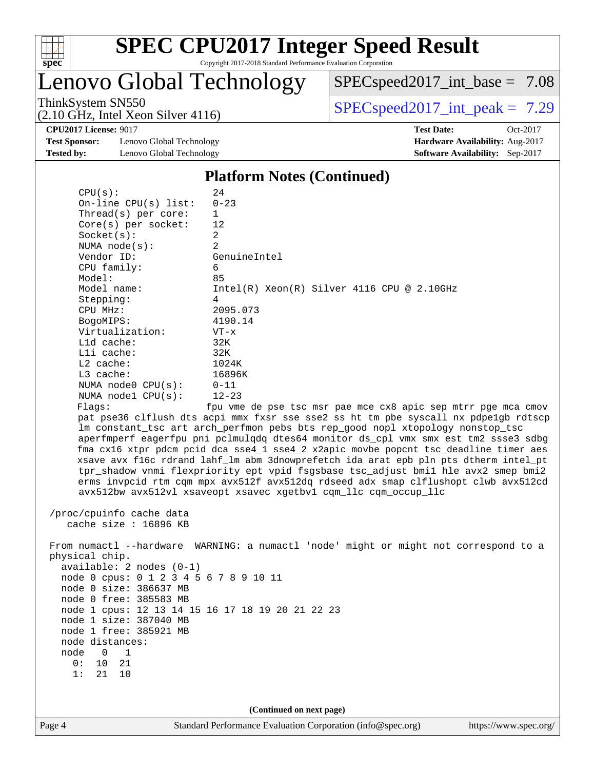## Platform Notes (Continued)

```
     CPU(s):                24
     On-line CPU(s) list:   0-23
     Thread(s) per core:    1
     Core(s) per socket:    12
     Socket(s):             2
     NUMA node(s):          2
     Vendor ID:             GenuineIntel
     CPU family:            6
     Model:                 85
     Model name:            Intel(R) Xeon(R) Silver 4116 CPU @ 2.10GHz
     Stepping:              4
     CPU MHz:               2095.073
     BogoMIPS:              4190.14
     Virtualization:        VT-x
     L1d cache:             32K
     L1i cache:             32K
     L2 cache:              1024K
     L3 cache:              16896K
     NUMA node0 CPU(s):     0-11
     NUMA node1 CPU(s):     12-23
     Flags:                 fpu vme de pse tsc msr pae mce cx8 apic sep mtrr pge mca cmov
     pat pse36 clflush dts acpi mmx fxsr sse sse2 ss ht tm pbe syscall nx pdpe1gb rdtscp
     lm constant_tsc art arch_perfmon pebs bts rep_good nopl xtopology nonstop_tsc
     aperfmperf eagerfpu pni pclmulqdq dtes64 monitor ds_cpl vmx smx est tm2 ssse3 sdbg
     fma cx16 xtpr pdcm pcid dca sse4_1 sse4_2 x2apic movbe popcnt tsc_deadline_timer aes
     xsave avx f16c rdrand lahf_lm abm 3dnowprefetch ida arat epb pln pts dtherm intel_pt
     tpr_shadow vnmi flexpriority ept vpid fsgsbase tsc_adjust bmi1 hle avx2 smep bmi2
     erms invpcid rtm cqm mpx avx512f avx512dq rdseed adx smap clflushopt clwb avx512cd
     avx512bw avx512vl xsaveopt xsavec xgetbv1 cqm_llc cqm_occup_llc

 /proc/cpuinfo cache data
    cache size : 16896 KB

 From numactl --hardware  WARNING: a numactl 'node' might or might not correspond to a
 physical chip.
   available: 2 nodes (0-1)
   node 0 cpus: 0 1 2 3 4 5 6 7 8 9 10 11
   node 0 size: 386637 MB
   node 0 free: 385583 MB
   node 1 cpus: 12 13 14 15 16 17 18 19 20 21 22 23
   node 1 size: 387040 MB
   node 1 free: 385921 MB
   node distances:
   node   0   1
     0:  10  21
     1:  21  10
```

(Continued on next page)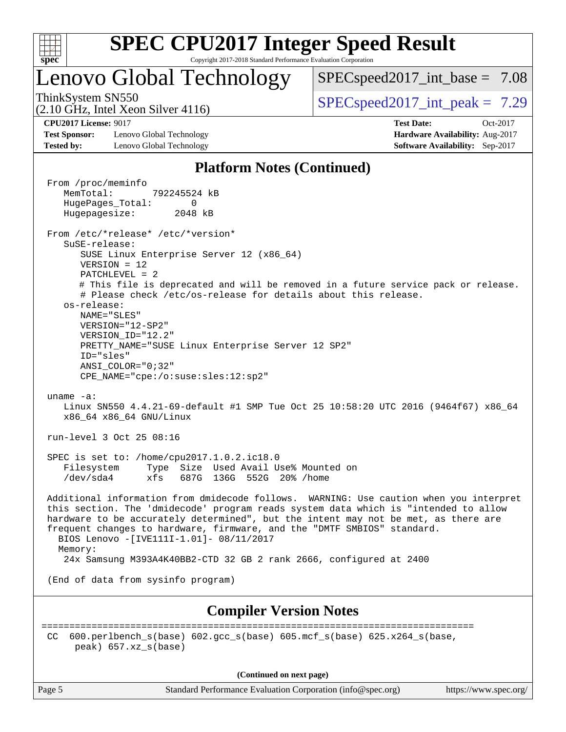## Platform Notes (Continued)

```
From /proc/meminfo
   MemTotal:       792245524 kB
   HugePages_Total:       0
   Hugepagesize:       2048 kB

From /etc/*release* /etc/*version*
   SuSE-release:
      SUSE Linux Enterprise Server 12 (x86_64)
      VERSION = 12
      PATCHLEVEL = 2
      # This file is deprecated and will be removed in a future service pack or release.
      # Please check /etc/os-release for details about this release.
   os-release:
      NAME="SLES"
      VERSION="12-SP2"
      VERSION_ID="12.2"
      PRETTY_NAME="SUSE Linux Enterprise Server 12 SP2"
      ID="sles"
      ANSI_COLOR="0;32"
      CPE_NAME="cpe:/o:suse:sles:12:sp2"

uname -a:
   Linux SN550 4.4.21-69-default #1 SMP Tue Oct 25 10:58:20 UTC 2016 (9464f67) x86_64
   x86_64 x86_64 GNU/Linux

run-level 3 Oct 25 08:16

SPEC is set to: /home/cpu2017.1.0.2.ic18.0
   Filesystem     Type  Size  Used Avail Use% Mounted on
   /dev/sda4      xfs   687G  136G  552G  20% /home

Additional information from dmidecode follows.  WARNING: Use caution when you interpret
this section. The 'dmidecode' program reads system data which is "intended to allow
hardware to be accurately determined", but the intent may not be met, as there are
frequent changes to hardware, firmware, and the "DMTF SMBIOS" standard.
  BIOS Lenovo -[IVE111I-1.01]- 08/11/2017
  Memory:
   24x Samsung M393A4K40BB2-CTD 32 GB 2 rank 2666, configured at 2400

(End of data from sysinfo program)
```

## Compiler Version Notes

```
==============================================================================
CC  600.perlbench_s(base) 602.gcc_s(base) 605.mcf_s(base) 625.x264_s(base,
     peak) 657.xz_s(base)
```

(Continued on next page)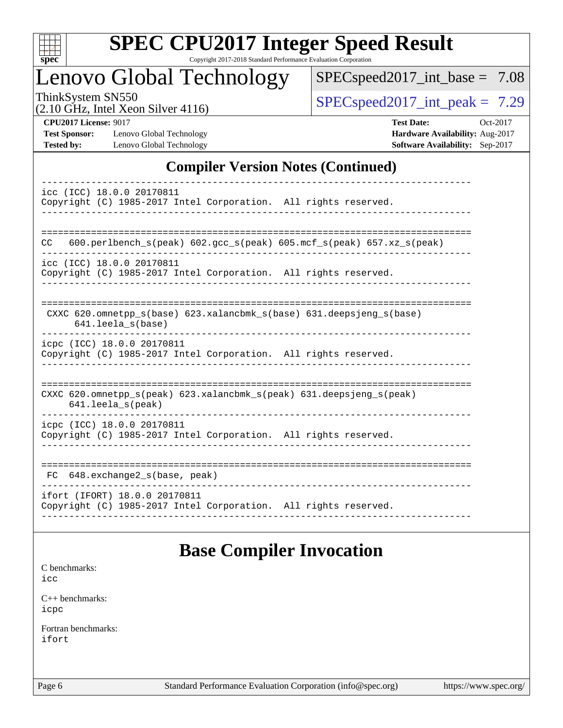## Compiler Version Notes (Continued)

```
------------------------------------------------------------------------------
icc (ICC) 18.0.0 20170811
Copyright (C) 1985-2017 Intel Corporation.  All rights reserved.
------------------------------------------------------------------------------

==============================================================================
CC   600.perlbench_s(peak) 602.gcc_s(peak) 605.mcf_s(peak) 657.xz_s(peak)
------------------------------------------------------------------------------
icc (ICC) 18.0.0 20170811
Copyright (C) 1985-2017 Intel Corporation.  All rights reserved.
------------------------------------------------------------------------------

==============================================================================
 CXXC 620.omnetpp_s(base) 623.xalancbmk_s(base) 631.deepsjeng_s(base)
      641.leela_s(base)
------------------------------------------------------------------------------
icpc (ICC) 18.0.0 20170811
Copyright (C) 1985-2017 Intel Corporation.  All rights reserved.
------------------------------------------------------------------------------

==============================================================================
CXXC 620.omnetpp_s(peak) 623.xalancbmk_s(peak) 631.deepsjeng_s(peak)
     641.leela_s(peak)
------------------------------------------------------------------------------
icpc (ICC) 18.0.0 20170811
Copyright (C) 1985-2017 Intel Corporation.  All rights reserved.
------------------------------------------------------------------------------

==============================================================================
 FC  648.exchange2_s(base, peak)
------------------------------------------------------------------------------
ifort (IFORT) 18.0.0 20170811
Copyright (C) 1985-2017 Intel Corporation.  All rights reserved.
------------------------------------------------------------------------------
```

## Base Compiler Invocation

C benchmarks:
icc

C++ benchmarks:
icpc

Fortran benchmarks:
ifort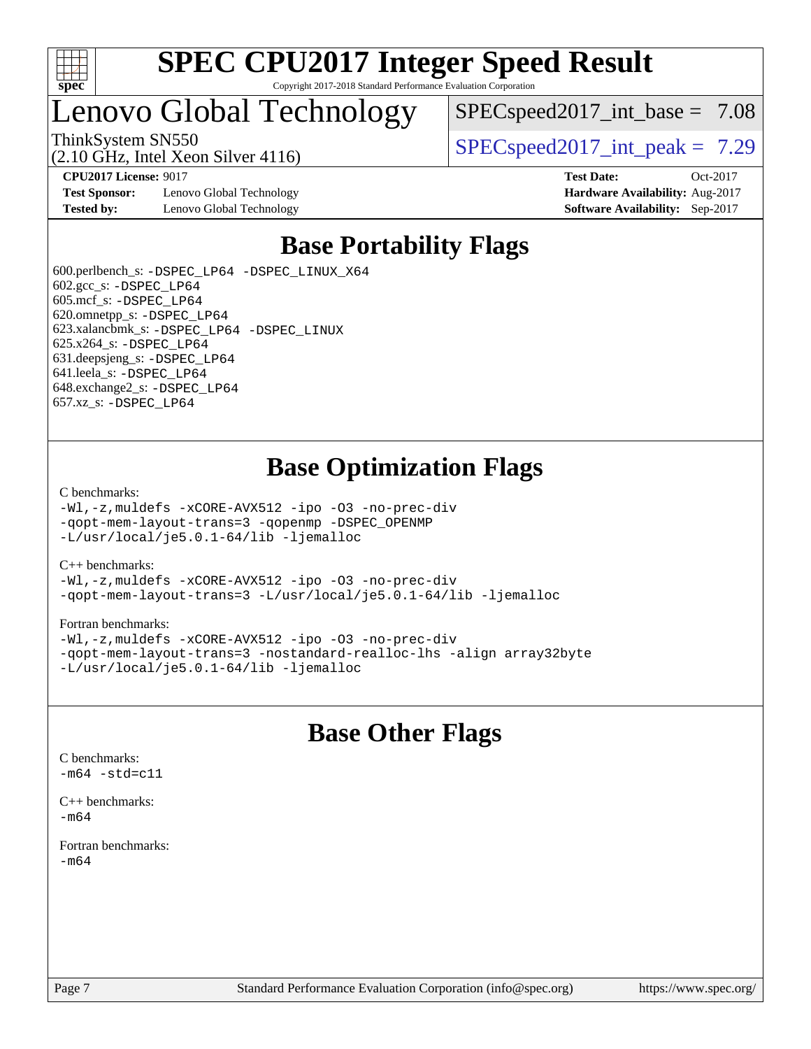# SPEC CPU2017 Integer Speed Result

Copyright 2017-2018 Standard Performance Evaluation Corporation

## Lenovo Global Technology

ThinkSystem SN550
(2.10 GHz, Intel Xeon Silver 4116)

SPECspeed2017_int_base = 7.08

SPECspeed2017_int_peak = 7.29

**CPU2017 License:** 9017
**Test Sponsor:** Lenovo Global Technology
**Tested by:** Lenovo Global Technology

**Test Date:** Oct-2017
**Hardware Availability:** Aug-2017
**Software Availability:** Sep-2017

## Base Portability Flags

600.perlbench_s: `-DSPEC_LP64 -DSPEC_LINUX_X64`
602.gcc_s: `-DSPEC_LP64`
605.mcf_s: `-DSPEC_LP64`
620.omnetpp_s: `-DSPEC_LP64`
623.xalancbmk_s: `-DSPEC_LP64 -DSPEC_LINUX`
625.x264_s: `-DSPEC_LP64`
631.deepsjeng_s: `-DSPEC_LP64`
641.leela_s: `-DSPEC_LP64`
648.exchange2_s: `-DSPEC_LP64`
657.xz_s: `-DSPEC_LP64`

## Base Optimization Flags

C benchmarks:
```
-Wl,-z,muldefs -xCORE-AVX512 -ipo -O3 -no-prec-div
-qopt-mem-layout-trans=3 -qopenmp -DSPEC_OPENMP
-L/usr/local/je5.0.1-64/lib -ljemalloc
```

C++ benchmarks:
```
-Wl,-z,muldefs -xCORE-AVX512 -ipo -O3 -no-prec-div
-qopt-mem-layout-trans=3 -L/usr/local/je5.0.1-64/lib -ljemalloc
```

Fortran benchmarks:
```
-Wl,-z,muldefs -xCORE-AVX512 -ipo -O3 -no-prec-div
-qopt-mem-layout-trans=3 -nostandard-realloc-lhs -align array32byte
-L/usr/local/je5.0.1-64/lib -ljemalloc
```

## Base Other Flags

C benchmarks:
```
-m64 -std=c11
```

C++ benchmarks:
```
-m64
```

Fortran benchmarks:
```
-m64
```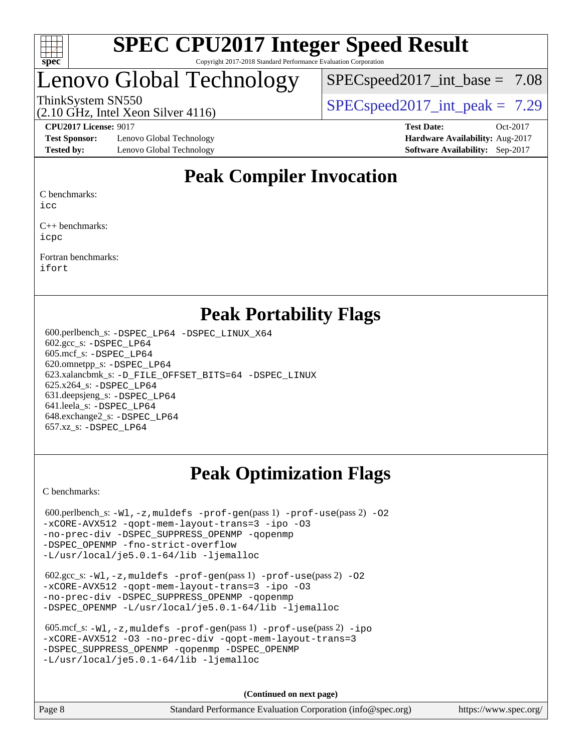# SPEC CPU2017 Integer Speed Result

Copyright 2017-2018 Standard Performance Evaluation Corporation

## Lenovo Global Technology

ThinkSystem SN550
(2.10 GHz, Intel Xeon Silver 4116)

SPECspeed2017_int_base = 7.08

SPECspeed2017_int_peak = 7.29

**CPU2017 License:** 9017
**Test Sponsor:** Lenovo Global Technology
**Tested by:** Lenovo Global Technology

**Test Date:** Oct-2017
**Hardware Availability:** Aug-2017
**Software Availability:** Sep-2017

## Peak Compiler Invocation

C benchmarks:
icc

C++ benchmarks:
icpc

Fortran benchmarks:
ifort

## Peak Portability Flags

600.perlbench_s: -DSPEC_LP64 -DSPEC_LINUX_X64
602.gcc_s: -DSPEC_LP64
605.mcf_s: -DSPEC_LP64
620.omnetpp_s: -DSPEC_LP64
623.xalancbmk_s: -D_FILE_OFFSET_BITS=64 -DSPEC_LINUX
625.x264_s: -DSPEC_LP64
631.deepsjeng_s: -DSPEC_LP64
641.leela_s: -DSPEC_LP64
648.exchange2_s: -DSPEC_LP64
657.xz_s: -DSPEC_LP64

## Peak Optimization Flags

C benchmarks:

600.perlbench_s: -Wl,-z,muldefs -prof-gen(pass 1) -prof-use(pass 2) -O2 -xCORE-AVX512 -qopt-mem-layout-trans=3 -ipo -O3 -no-prec-div -DSPEC_SUPPRESS_OPENMP -qopenmp -DSPEC_OPENMP -fno-strict-overflow -L/usr/local/je5.0.1-64/lib -ljemalloc

602.gcc_s: -Wl,-z,muldefs -prof-gen(pass 1) -prof-use(pass 2) -O2 -xCORE-AVX512 -qopt-mem-layout-trans=3 -ipo -O3 -no-prec-div -DSPEC_SUPPRESS_OPENMP -qopenmp -DSPEC_OPENMP -L/usr/local/je5.0.1-64/lib -ljemalloc

605.mcf_s: -Wl,-z,muldefs -prof-gen(pass 1) -prof-use(pass 2) -ipo -xCORE-AVX512 -O3 -no-prec-div -qopt-mem-layout-trans=3 -DSPEC_SUPPRESS_OPENMP -qopenmp -DSPEC_OPENMP -L/usr/local/je5.0.1-64/lib -ljemalloc

(Continued on next page)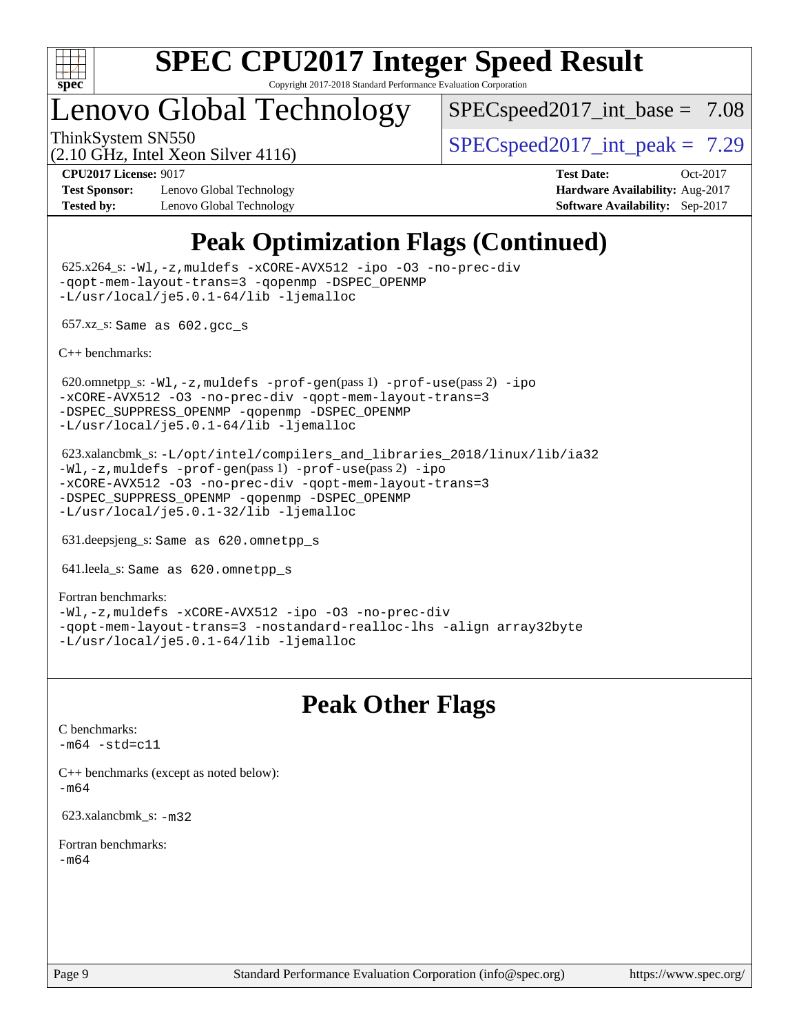# Peak Optimization Flags (Continued)

625.x264_s: -Wl,-z,muldefs -xCORE-AVX512 -ipo -O3 -no-prec-div -qopt-mem-layout-trans=3 -qopenmp -DSPEC_OPENMP -L/usr/local/je5.0.1-64/lib -ljemalloc

657.xz_s: Same as 602.gcc_s

C++ benchmarks:

620.omnetpp_s: -Wl,-z,muldefs -prof-gen(pass 1) -prof-use(pass 2) -ipo -xCORE-AVX512 -O3 -no-prec-div -qopt-mem-layout-trans=3 -DSPEC_SUPPRESS_OPENMP -qopenmp -DSPEC_OPENMP -L/usr/local/je5.0.1-64/lib -ljemalloc

623.xalancbmk_s: -L/opt/intel/compilers_and_libraries_2018/linux/lib/ia32 -Wl,-z,muldefs -prof-gen(pass 1) -prof-use(pass 2) -ipo -xCORE-AVX512 -O3 -no-prec-div -qopt-mem-layout-trans=3 -DSPEC_SUPPRESS_OPENMP -qopenmp -DSPEC_OPENMP -L/usr/local/je5.0.1-32/lib -ljemalloc

631.deepsjeng_s: Same as 620.omnetpp_s

641.leela_s: Same as 620.omnetpp_s

Fortran benchmarks:
-Wl,-z,muldefs -xCORE-AVX512 -ipo -O3 -no-prec-div -qopt-mem-layout-trans=3 -nostandard-realloc-lhs -align array32byte -L/usr/local/je5.0.1-64/lib -ljemalloc

# Peak Other Flags

C benchmarks:
-m64 -std=c11

C++ benchmarks (except as noted below):
-m64

623.xalancbmk_s: -m32

Fortran benchmarks:
-m64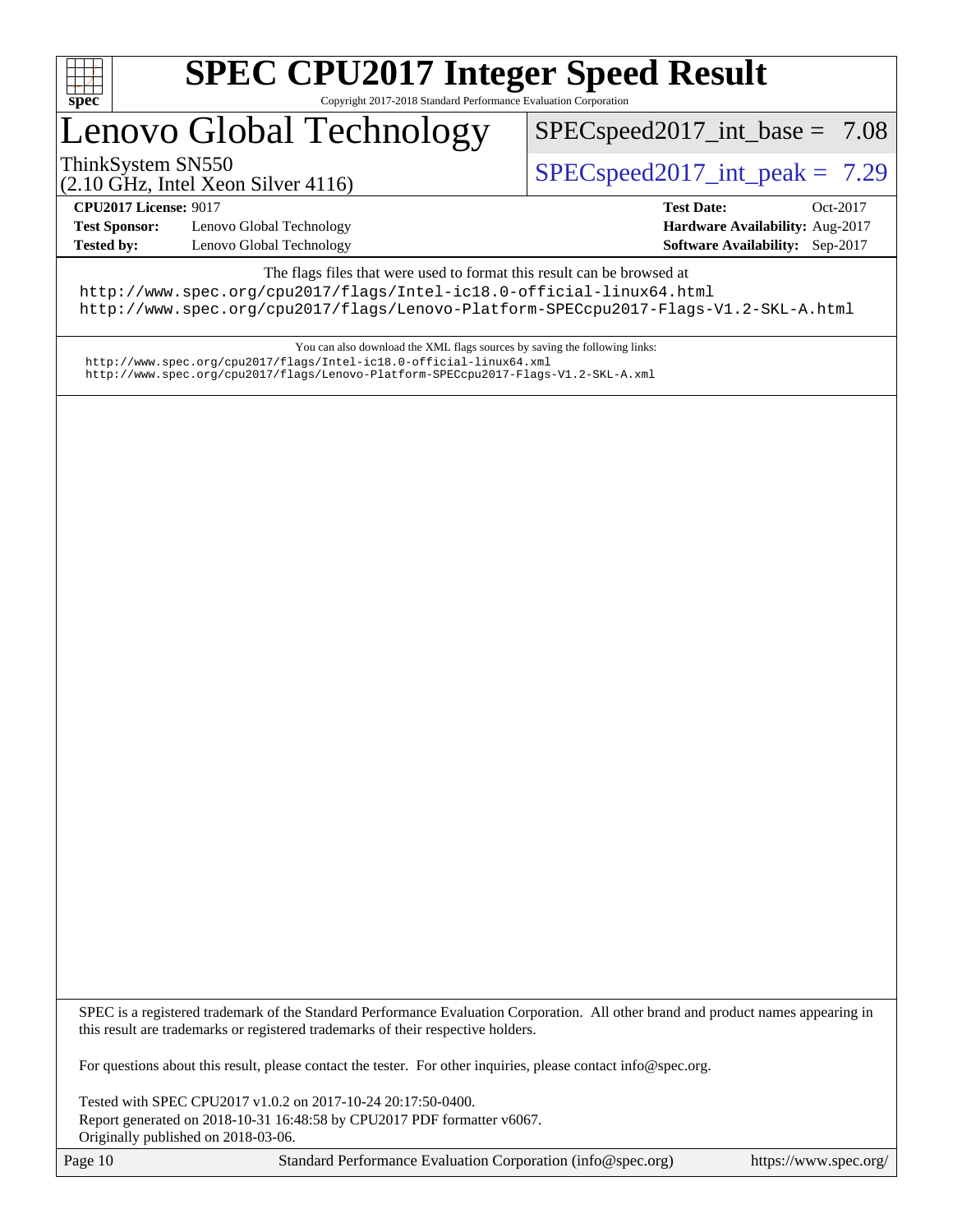The flags files that were used to format this result can be browsed at

http://www.spec.org/cpu2017/flags/Intel-ic18.0-official-linux64.html
http://www.spec.org/cpu2017/flags/Lenovo-Platform-SPECcpu2017-Flags-V1.2-SKL-A.html

You can also download the XML flags sources by saving the following links:

http://www.spec.org/cpu2017/flags/Intel-ic18.0-official-linux64.xml
http://www.spec.org/cpu2017/flags/Lenovo-Platform-SPECcpu2017-Flags-V1.2-SKL-A.xml

SPEC is a registered trademark of the Standard Performance Evaluation Corporation. All other brand and product names appearing in this result are trademarks or registered trademarks of their respective holders.

For questions about this result, please contact the tester. For other inquiries, please contact info@spec.org.

Tested with SPEC CPU2017 v1.0.2 on 2017-10-24 20:17:50-0400.
Report generated on 2018-10-31 16:48:58 by CPU2017 PDF formatter v6067.
Originally published on 2018-03-06.